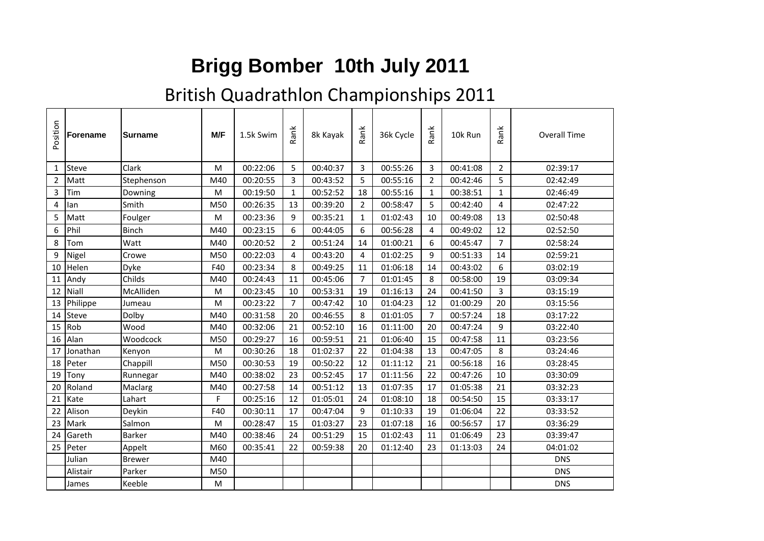# Brigg Bomber 10th July 2011

## British Quadrathlon Championships 2011

| Position | Forename | Surname | M/F | 1.5k Swim | Rank | 8k Kayak | Rank | 36k Cycle | Rank | 10k Run | Rank | Overall Time |
|---|---|---|---|---|---|---|---|---|---|---|---|---|
| 1 | Steve | Clark | M | 00:22:06 | 5 | 00:40:37 | 3 | 00:55:26 | 3 | 00:41:08 | 2 | 02:39:17 |
| 2 | Matt | Stephenson | M40 | 00:20:55 | 3 | 00:43:52 | 5 | 00:55:16 | 2 | 00:42:46 | 5 | 02:42:49 |
| 3 | Tim | Downing | M | 00:19:50 | 1 | 00:52:52 | 18 | 00:55:16 | 1 | 00:38:51 | 1 | 02:46:49 |
| 4 | Ian | Smith | M50 | 00:26:35 | 13 | 00:39:20 | 2 | 00:58:47 | 5 | 00:42:40 | 4 | 02:47:22 |
| 5 | Matt | Foulger | M | 00:23:36 | 9 | 00:35:21 | 1 | 01:02:43 | 10 | 00:49:08 | 13 | 02:50:48 |
| 6 | Phil | Binch | M40 | 00:23:15 | 6 | 00:44:05 | 6 | 00:56:28 | 4 | 00:49:02 | 12 | 02:52:50 |
| 8 | Tom | Watt | M40 | 00:20:52 | 2 | 00:51:24 | 14 | 01:00:21 | 6 | 00:45:47 | 7 | 02:58:24 |
| 9 | Nigel | Crowe | M50 | 00:22:03 | 4 | 00:43:20 | 4 | 01:02:25 | 9 | 00:51:33 | 14 | 02:59:21 |
| 10 | Helen | Dyke | F40 | 00:23:34 | 8 | 00:49:25 | 11 | 01:06:18 | 14 | 00:43:02 | 6 | 03:02:19 |
| 11 | Andy | Childs | M40 | 00:24:43 | 11 | 00:45:06 | 7 | 01:01:45 | 8 | 00:58:00 | 19 | 03:09:34 |
| 12 | Niall | McAlliden | M | 00:23:45 | 10 | 00:53:31 | 19 | 01:16:13 | 24 | 00:41:50 | 3 | 03:15:19 |
| 13 | Philippe | Jumeau | M | 00:23:22 | 7 | 00:47:42 | 10 | 01:04:23 | 12 | 01:00:29 | 20 | 03:15:56 |
| 14 | Steve | Dolby | M40 | 00:31:58 | 20 | 00:46:55 | 8 | 01:01:05 | 7 | 00:57:24 | 18 | 03:17:22 |
| 15 | Rob | Wood | M40 | 00:32:06 | 21 | 00:52:10 | 16 | 01:11:00 | 20 | 00:47:24 | 9 | 03:22:40 |
| 16 | Alan | Woodcock | M50 | 00:29:27 | 16 | 00:59:51 | 21 | 01:06:40 | 15 | 00:47:58 | 11 | 03:23:56 |
| 17 | Jonathan | Kenyon | M | 00:30:26 | 18 | 01:02:37 | 22 | 01:04:38 | 13 | 00:47:05 | 8 | 03:24:46 |
| 18 | Peter | Chappill | M50 | 00:30:53 | 19 | 00:50:22 | 12 | 01:11:12 | 21 | 00:56:18 | 16 | 03:28:45 |
| 19 | Tony | Runnegar | M40 | 00:38:02 | 23 | 00:52:45 | 17 | 01:11:56 | 22 | 00:47:26 | 10 | 03:30:09 |
| 20 | Roland | Maclarg | M40 | 00:27:58 | 14 | 00:51:12 | 13 | 01:07:35 | 17 | 01:05:38 | 21 | 03:32:23 |
| 21 | Kate | Lahart | F | 00:25:16 | 12 | 01:05:01 | 24 | 01:08:10 | 18 | 00:54:50 | 15 | 03:33:17 |
| 22 | Alison | Deykin | F40 | 00:30:11 | 17 | 00:47:04 | 9 | 01:10:33 | 19 | 01:06:04 | 22 | 03:33:52 |
| 23 | Mark | Salmon | M | 00:28:47 | 15 | 01:03:27 | 23 | 01:07:18 | 16 | 00:56:57 | 17 | 03:36:29 |
| 24 | Gareth | Barker | M40 | 00:38:46 | 24 | 00:51:29 | 15 | 01:02:43 | 11 | 01:06:49 | 23 | 03:39:47 |
| 25 | Peter | Appelt | M60 | 00:35:41 | 22 | 00:59:38 | 20 | 01:12:40 | 23 | 01:13:03 | 24 | 04:01:02 |
| | Julian | Brewer | M40 | | | | | | | | | DNS |
| | Alistair | Parker | M50 | | | | | | | | | DNS |
| | James | Keeble | M | | | | | | | | | DNS |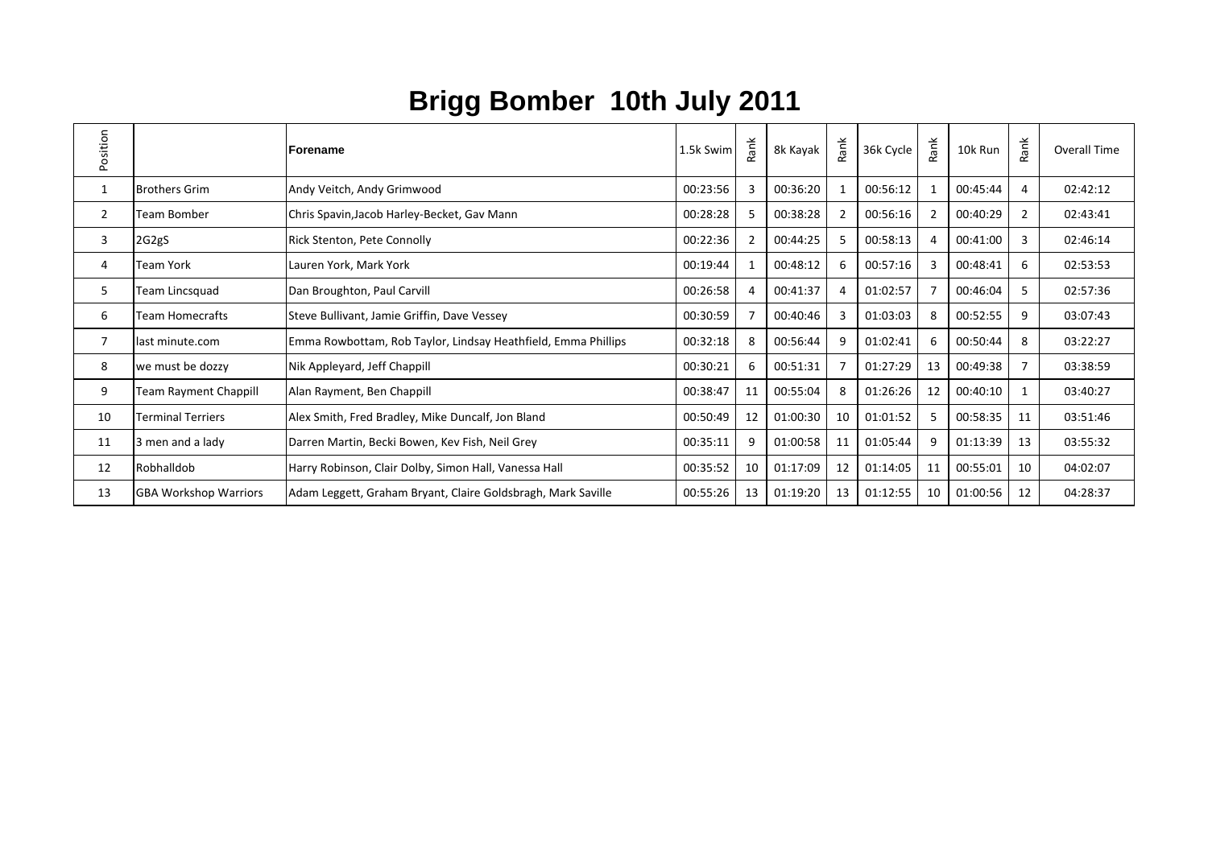# Brigg Bomber 10th July 2011

| Position | | Forename | 1.5k Swim | Rank | 8k Kayak | Rank | 36k Cycle | Rank | 10k Run | Rank | Overall Time |
|---|---|---|---|---|---|---|---|---|---|---|---|
| 1 | Brothers Grim | Andy Veitch, Andy Grimwood | 00:23:56 | 3 | 00:36:20 | 1 | 00:56:12 | 1 | 00:45:44 | 4 | 02:42:12 |
| 2 | Team Bomber | Chris Spavin,Jacob Harley-Becket, Gav Mann | 00:28:28 | 5 | 00:38:28 | 2 | 00:56:16 | 2 | 00:40:29 | 2 | 02:43:41 |
| 3 | 2G2gS | Rick Stenton, Pete Connolly | 00:22:36 | 2 | 00:44:25 | 5 | 00:58:13 | 4 | 00:41:00 | 3 | 02:46:14 |
| 4 | Team York | Lauren York, Mark York | 00:19:44 | 1 | 00:48:12 | 6 | 00:57:16 | 3 | 00:48:41 | 6 | 02:53:53 |
| 5 | Team Lincsquad | Dan Broughton, Paul Carvill | 00:26:58 | 4 | 00:41:37 | 4 | 01:02:57 | 7 | 00:46:04 | 5 | 02:57:36 |
| 6 | Team Homecrafts | Steve Bullivant, Jamie Griffin, Dave Vessey | 00:30:59 | 7 | 00:40:46 | 3 | 01:03:03 | 8 | 00:52:55 | 9 | 03:07:43 |
| 7 | last minute.com | Emma Rowbottam, Rob Taylor, Lindsay Heathfield, Emma Phillips | 00:32:18 | 8 | 00:56:44 | 9 | 01:02:41 | 6 | 00:50:44 | 8 | 03:22:27 |
| 8 | we must be dozzy | Nik Appleyard, Jeff Chappill | 00:30:21 | 6 | 00:51:31 | 7 | 01:27:29 | 13 | 00:49:38 | 7 | 03:38:59 |
| 9 | Team Rayment Chappill | Alan Rayment, Ben Chappill | 00:38:47 | 11 | 00:55:04 | 8 | 01:26:26 | 12 | 00:40:10 | 1 | 03:40:27 |
| 10 | Terminal Terriers | Alex Smith, Fred Bradley, Mike Duncalf, Jon Bland | 00:50:49 | 12 | 01:00:30 | 10 | 01:01:52 | 5 | 00:58:35 | 11 | 03:51:46 |
| 11 | 3 men and a lady | Darren Martin, Becki Bowen, Kev Fish, Neil Grey | 00:35:11 | 9 | 01:00:58 | 11 | 01:05:44 | 9 | 01:13:39 | 13 | 03:55:32 |
| 12 | Robhalldob | Harry Robinson, Clair Dolby, Simon Hall, Vanessa Hall | 00:35:52 | 10 | 01:17:09 | 12 | 01:14:05 | 11 | 00:55:01 | 10 | 04:02:07 |
| 13 | GBA Workshop Warriors | Adam Leggett, Graham Bryant, Claire Goldsbragh, Mark Saville | 00:55:26 | 13 | 01:19:20 | 13 | 01:12:55 | 10 | 01:00:56 | 12 | 04:28:37 |